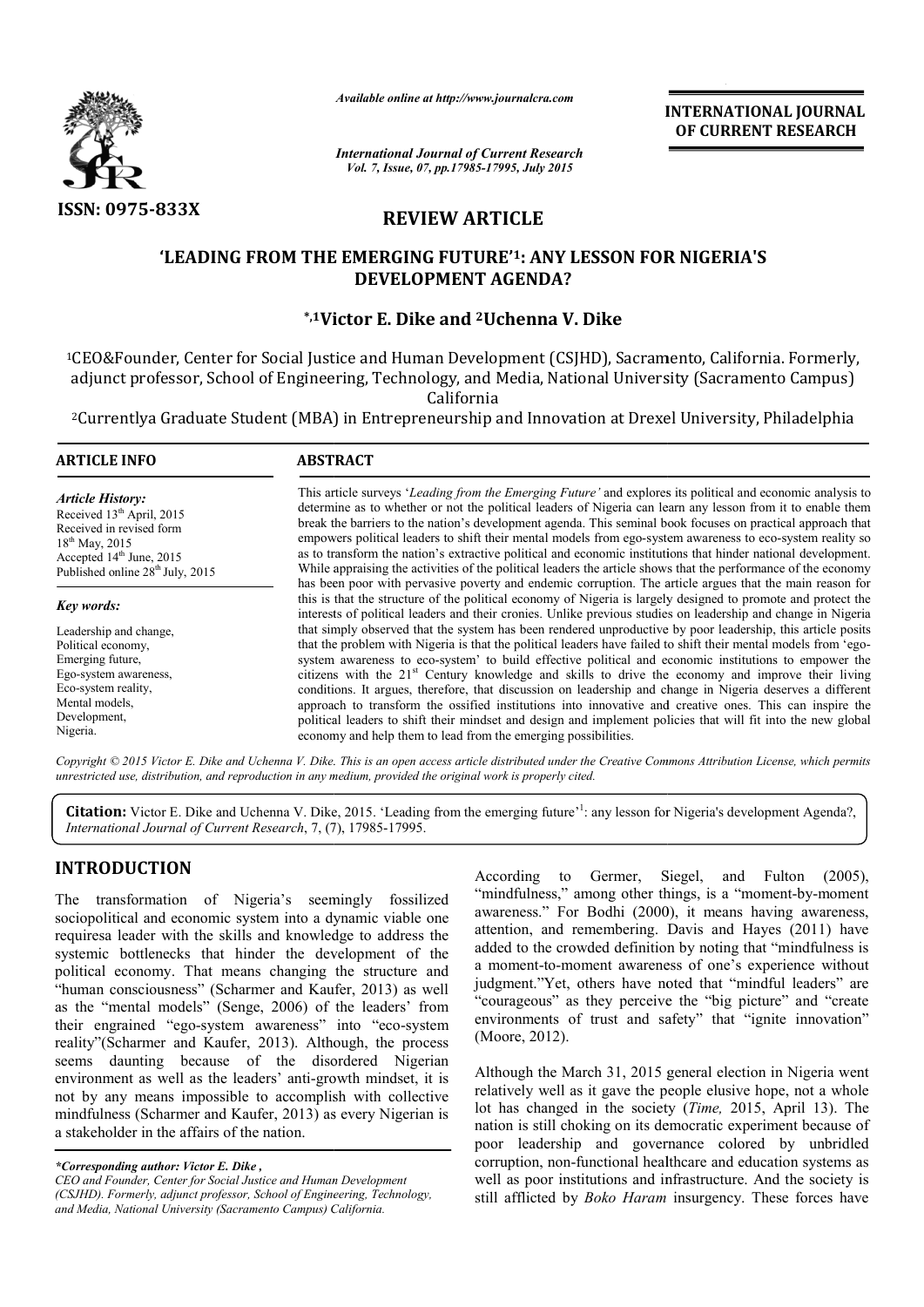*Available online at http://www.journalcra.com*

*International Journal of Current Research*
*Vol. 7, Issue, 07, pp.17985-17995, July 2015*

**INTERNATIONAL JOURNAL OF CURRENT RESEARCH**

ISSN: 0975-833X

## REVIEW ARTICLE

# 'LEADING FROM THE EMERGING FUTURE'[1]: ANY LESSON FOR NIGERIA'S DEVELOPMENT AGENDA?

**[*,1]Victor E. Dike and [2]Uchenna V. Dike**

[1]CEO&Founder, Center for Social Justice and Human Development (CSJHD), Sacramento, California. Formerly, adjunct professor, School of Engineering, Technology, and Media, National University (Sacramento Campus) California

[2]Currentlya Graduate Student (MBA) in Entrepreneurship and Innovation at Drexel University, Philadelphia

**ARTICLE INFO**

*Article History:*
Received 13th April, 2015
Received in revised form
18th May, 2015
Accepted 14th June, 2015
Published online 28th July, 2015

*Key words:*

Leadership and change,
Political economy,
Emerging future,
Ego-system awareness,
Eco-system reality,
Mental models,
Development,
Nigeria.

**ABSTRACT**

This article surveys '*Leading from the Emerging Future*' and explores its political and economic analysis to determine as to whether or not the political leaders of Nigeria can learn any lesson from it to enable them break the barriers to the nation's development agenda. This seminal book focuses on practical approach that empowers political leaders to shift their mental models from ego-system awareness to eco-system reality so as to transform the nation's extractive political and economic institutions that hinder national development. While appraising the activities of the political leaders the article shows that the performance of the economy has been poor with pervasive poverty and endemic corruption. The article argues that the main reason for this is that the structure of the political economy of Nigeria is largely designed to promote and protect the interests of political leaders and their cronies. Unlike previous studies on leadership and change in Nigeria that simply observed that the system has been rendered unproductive by poor leadership, this article posits that the problem with Nigeria is that the political leaders have failed to shift their mental models from 'ego-system awareness to eco-system' to build effective political and economic institutions to empower the citizens with the 21st Century knowledge and skills to drive the economy and improve their living conditions. It argues, therefore, that discussion on leadership and change in Nigeria deserves a different approach to transform the ossified institutions into innovative and creative ones. This can inspire the political leaders to shift their mindset and design and implement policies that will fit into the new global economy and help them to lead from the emerging possibilities.

*Copyright © 2015 Victor E. Dike and Uchenna V. Dike. This is an open access article distributed under the Creative Commons Attribution License, which permits unrestricted use, distribution, and reproduction in any medium, provided the original work is properly cited.*

**Citation:** Victor E. Dike and Uchenna V. Dike, 2015. 'Leading from the emerging future'[1]: any lesson for Nigeria's development Agenda?, *International Journal of Current Research*, 7, (7), 17985-17995.

## INTRODUCTION

The transformation of Nigeria's seemingly fossilized sociopolitical and economic system into a dynamic viable one requiresa leader with the skills and knowledge to address the systemic bottlenecks that hinder the development of the political economy. That means changing the structure and "human consciousness" (Scharmer and Kaufer, 2013) as well as the "mental models" (Senge, 2006) of the leaders' from their engrained "ego-system awareness" into "eco-system reality"(Scharmer and Kaufer, 2013). Although, the process seems daunting because of the disordered Nigerian environment as well as the leaders' anti-growth mindset, it is not by any means impossible to accomplish with collective mindfulness (Scharmer and Kaufer, 2013) as every Nigerian is a stakeholder in the affairs of the nation.

According to Germer, Siegel, and Fulton (2005), "mindfulness," among other things, is a "moment-by-moment awareness." For Bodhi (2000), it means having awareness, attention, and remembering. Davis and Hayes (2011) have added to the crowded definition by noting that "mindfulness is a moment-to-moment awareness of one's experience without judgment."Yet, others have noted that "mindful leaders" are "courageous" as they perceive the "big picture" and "create environments of trust and safety" that "ignite innovation" (Moore, 2012).

Although the March 31, 2015 general election in Nigeria went relatively well as it gave the people elusive hope, not a whole lot has changed in the society (*Time,* 2015, April 13). The nation is still choking on its democratic experiment because of poor leadership and governance colored by unbridled corruption, non-functional healthcare and education systems as well as poor institutions and infrastructure. And the society is still afflicted by *Boko Haram* insurgency. These forces have

*\*Corresponding author: Victor E. Dike ,*
*CEO and Founder, Center for Social Justice and Human Development (CSJHD). Formerly, adjunct professor, School of Engineering, Technology, and Media, National University (Sacramento Campus) California.*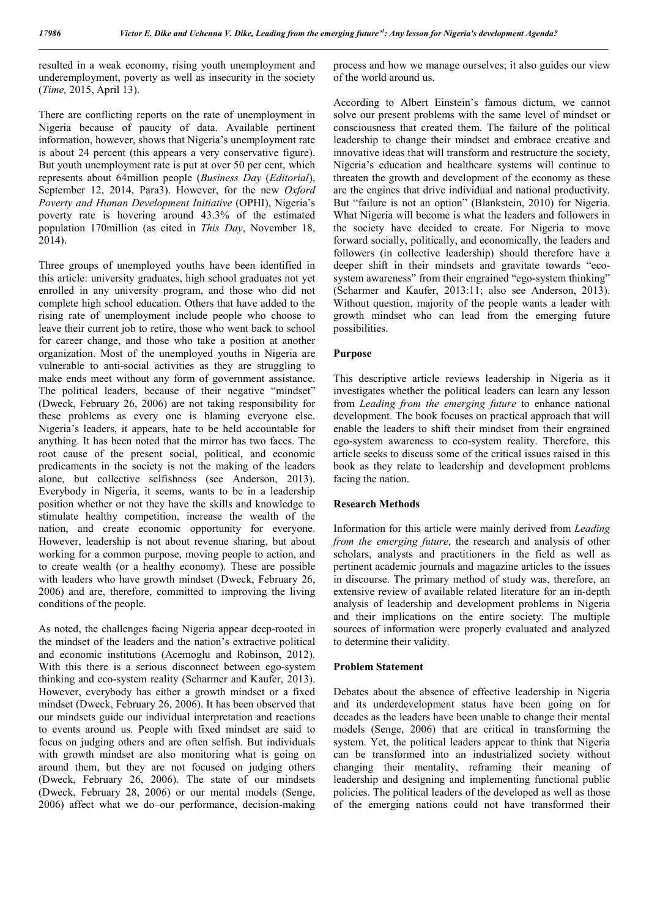resulted in a weak economy, rising youth unemployment and underemployment, poverty as well as insecurity in the society (*Time,* 2015, April 13).

There are conflicting reports on the rate of unemployment in Nigeria because of paucity of data. Available pertinent information, however, shows that Nigeria's unemployment rate is about 24 percent (this appears a very conservative figure). But youth unemployment rate is put at over 50 per cent, which represents about 64million people (*Business Day* (*Editorial*), September 12, 2014, Para3). However, for the new *Oxford Poverty and Human Development Initiative* (OPHI), Nigeria's poverty rate is hovering around 43.3% of the estimated population 170million (as cited in *This Day*, November 18, 2014).

Three groups of unemployed youths have been identified in this article: university graduates, high school graduates not yet enrolled in any university program, and those who did not complete high school education. Others that have added to the rising rate of unemployment include people who choose to leave their current job to retire, those who went back to school for career change, and those who take a position at another organization. Most of the unemployed youths in Nigeria are vulnerable to anti-social activities as they are struggling to make ends meet without any form of government assistance. The political leaders, because of their negative "mindset" (Dweck, February 26, 2006) are not taking responsibility for these problems as every one is blaming everyone else. Nigeria's leaders, it appears, hate to be held accountable for anything. It has been noted that the mirror has two faces. The root cause of the present social, political, and economic predicaments in the society is not the making of the leaders alone, but collective selfishness (see Anderson, 2013). Everybody in Nigeria, it seems, wants to be in a leadership position whether or not they have the skills and knowledge to stimulate healthy competition, increase the wealth of the nation, and create economic opportunity for everyone. However, leadership is not about revenue sharing, but about working for a common purpose, moving people to action, and to create wealth (or a healthy economy). These are possible with leaders who have growth mindset (Dweck, February 26, 2006) and are, therefore, committed to improving the living conditions of the people.

As noted, the challenges facing Nigeria appear deep-rooted in the mindset of the leaders and the nation's extractive political and economic institutions (Acemoglu and Robinson, 2012). With this there is a serious disconnect between ego-system thinking and eco-system reality (Scharmer and Kaufer, 2013). However, everybody has either a growth mindset or a fixed mindset (Dweck, February 26, 2006). It has been observed that our mindsets guide our individual interpretation and reactions to events around us. People with fixed mindset are said to focus on judging others and are often selfish. But individuals with growth mindset are also monitoring what is going on around them, but they are not focused on judging others (Dweck, February 26, 2006). The state of our mindsets (Dweck, February 28, 2006) or our mental models (Senge, 2006) affect what we do–our performance, decision-making process and how we manage ourselves; it also guides our view of the world around us.

According to Albert Einstein's famous dictum, we cannot solve our present problems with the same level of mindset or consciousness that created them. The failure of the political leadership to change their mindset and embrace creative and innovative ideas that will transform and restructure the society, Nigeria's education and healthcare systems will continue to threaten the growth and development of the economy as these are the engines that drive individual and national productivity. But "failure is not an option" (Blankstein, 2010) for Nigeria. What Nigeria will become is what the leaders and followers in the society have decided to create. For Nigeria to move forward socially, politically, and economically, the leaders and followers (in collective leadership) should therefore have a deeper shift in their mindsets and gravitate towards "eco-system awareness" from their engrained "ego-system thinking" (Scharmer and Kaufer, 2013:11; also see Anderson, 2013). Without question, majority of the people wants a leader with growth mindset who can lead from the emerging future possibilities.

## Purpose

This descriptive article reviews leadership in Nigeria as it investigates whether the political leaders can learn any lesson from *Leading from the emerging future* to enhance national development. The book focuses on practical approach that will enable the leaders to shift their mindset from their engrained ego-system awareness to eco-system reality. Therefore, this article seeks to discuss some of the critical issues raised in this book as they relate to leadership and development problems facing the nation.

## Research Methods

Information for this article were mainly derived from *Leading from the emerging future*, the research and analysis of other scholars, analysts and practitioners in the field as well as pertinent academic journals and magazine articles to the issues in discourse. The primary method of study was, therefore, an extensive review of available related literature for an in-depth analysis of leadership and development problems in Nigeria and their implications on the entire society. The multiple sources of information were properly evaluated and analyzed to determine their validity.

## Problem Statement

Debates about the absence of effective leadership in Nigeria and its underdevelopment status have been going on for decades as the leaders have been unable to change their mental models (Senge, 2006) that are critical in transforming the system. Yet, the political leaders appear to think that Nigeria can be transformed into an industrialized society without changing their mentality, reframing their meaning of leadership and designing and implementing functional public policies. The political leaders of the developed as well as those of the emerging nations could not have transformed their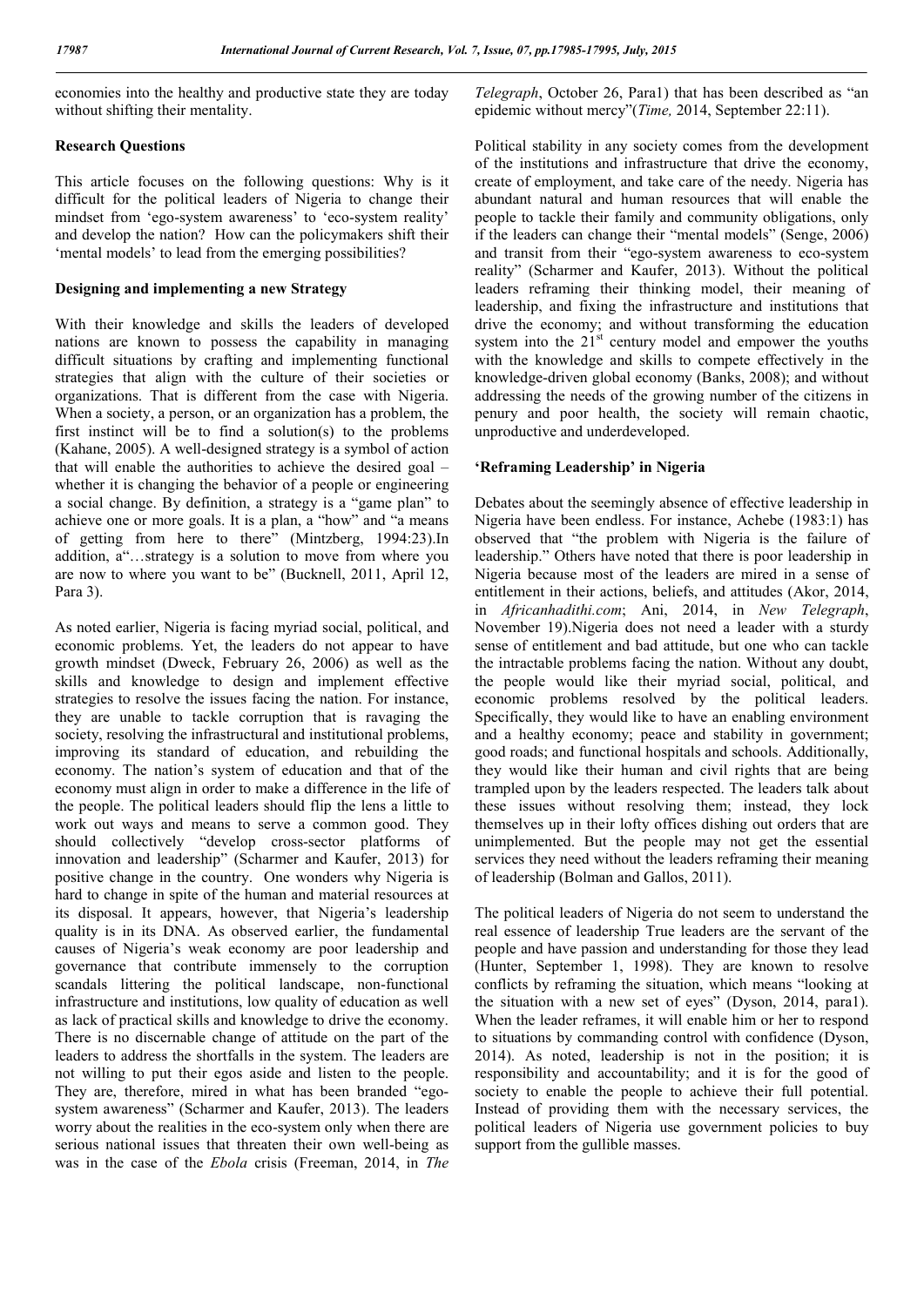economies into the healthy and productive state they are today without shifting their mentality.

## Research Questions

This article focuses on the following questions: Why is it difficult for the political leaders of Nigeria to change their mindset from 'ego-system awareness' to 'eco-system reality' and develop the nation? How can the policymakers shift their 'mental models' to lead from the emerging possibilities?

## Designing and implementing a new Strategy

With their knowledge and skills the leaders of developed nations are known to possess the capability in managing difficult situations by crafting and implementing functional strategies that align with the culture of their societies or organizations. That is different from the case with Nigeria. When a society, a person, or an organization has a problem, the first instinct will be to find a solution(s) to the problems (Kahane, 2005). A well-designed strategy is a symbol of action that will enable the authorities to achieve the desired goal – whether it is changing the behavior of a people or engineering a social change. By definition, a strategy is a "game plan" to achieve one or more goals. It is a plan, a "how" and "a means of getting from here to there" (Mintzberg, 1994:23).In addition, a"…strategy is a solution to move from where you are now to where you want to be" (Bucknell, 2011, April 12, Para 3).

As noted earlier, Nigeria is facing myriad social, political, and economic problems. Yet, the leaders do not appear to have growth mindset (Dweck, February 26, 2006) as well as the skills and knowledge to design and implement effective strategies to resolve the issues facing the nation. For instance, they are unable to tackle corruption that is ravaging the society, resolving the infrastructural and institutional problems, improving its standard of education, and rebuilding the economy. The nation's system of education and that of the economy must align in order to make a difference in the life of the people. The political leaders should flip the lens a little to work out ways and means to serve a common good. They should collectively "develop cross-sector platforms of innovation and leadership" (Scharmer and Kaufer, 2013) for positive change in the country. One wonders why Nigeria is hard to change in spite of the human and material resources at its disposal. It appears, however, that Nigeria's leadership quality is in its DNA. As observed earlier, the fundamental causes of Nigeria's weak economy are poor leadership and governance that contribute immensely to the corruption scandals littering the political landscape, non-functional infrastructure and institutions, low quality of education as well as lack of practical skills and knowledge to drive the economy. There is no discernable change of attitude on the part of the leaders to address the shortfalls in the system. The leaders are not willing to put their egos aside and listen to the people. They are, therefore, mired in what has been branded "ego-system awareness" (Scharmer and Kaufer, 2013). The leaders worry about the realities in the eco-system only when there are serious national issues that threaten their own well-being as was in the case of the *Ebola* crisis (Freeman, 2014, in *The Telegraph*, October 26, Para1) that has been described as "an epidemic without mercy"(*Time,* 2014, September 22:11).

Political stability in any society comes from the development of the institutions and infrastructure that drive the economy, create of employment, and take care of the needy. Nigeria has abundant natural and human resources that will enable the people to tackle their family and community obligations, only if the leaders can change their "mental models" (Senge, 2006) and transit from their "ego-system awareness to eco-system reality" (Scharmer and Kaufer, 2013). Without the political leaders reframing their thinking model, their meaning of leadership, and fixing the infrastructure and institutions that drive the economy; and without transforming the education system into the 21st century model and empower the youths with the knowledge and skills to compete effectively in the knowledge-driven global economy (Banks, 2008); and without addressing the needs of the growing number of the citizens in penury and poor health, the society will remain chaotic, unproductive and underdeveloped.

## 'Reframing Leadership' in Nigeria

Debates about the seemingly absence of effective leadership in Nigeria have been endless. For instance, Achebe (1983:1) has observed that "the problem with Nigeria is the failure of leadership." Others have noted that there is poor leadership in Nigeria because most of the leaders are mired in a sense of entitlement in their actions, beliefs, and attitudes (Akor, 2014, in *Africanhadithi.com*; Ani, 2014, in *New Telegraph*, November 19).Nigeria does not need a leader with a sturdy sense of entitlement and bad attitude, but one who can tackle the intractable problems facing the nation. Without any doubt, the people would like their myriad social, political, and economic problems resolved by the political leaders. Specifically, they would like to have an enabling environment and a healthy economy; peace and stability in government; good roads; and functional hospitals and schools. Additionally, they would like their human and civil rights that are being trampled upon by the leaders respected. The leaders talk about these issues without resolving them; instead, they lock themselves up in their lofty offices dishing out orders that are unimplemented. But the people may not get the essential services they need without the leaders reframing their meaning of leadership (Bolman and Gallos, 2011).

The political leaders of Nigeria do not seem to understand the real essence of leadership True leaders are the servant of the people and have passion and understanding for those they lead (Hunter, September 1, 1998). They are known to resolve conflicts by reframing the situation, which means "looking at the situation with a new set of eyes" (Dyson, 2014, para1). When the leader reframes, it will enable him or her to respond to situations by commanding control with confidence (Dyson, 2014). As noted, leadership is not in the position; it is responsibility and accountability; and it is for the good of society to enable the people to achieve their full potential. Instead of providing them with the necessary services, the political leaders of Nigeria use government policies to buy support from the gullible masses.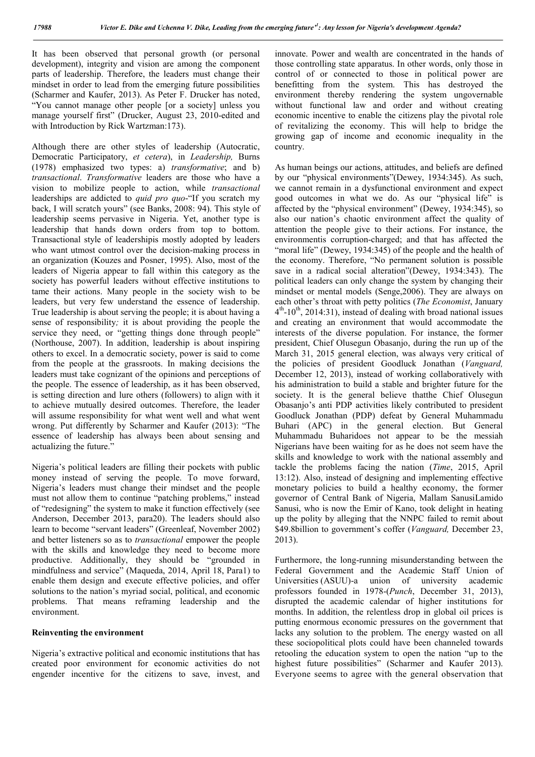It has been observed that personal growth (or personal development), integrity and vision are among the component parts of leadership. Therefore, the leaders must change their mindset in order to lead from the emerging future possibilities (Scharmer and Kaufer, 2013). As Peter F. Drucker has noted, "You cannot manage other people [or a society] unless you manage yourself first" (Drucker, August 23, 2010-edited and with Introduction by Rick Wartzman:173).

Although there are other styles of leadership (Autocratic, Democratic Participatory, *et cetera*), in *Leadership,* Burns (1978) emphasized two types: a) *transformative*; and b) *transactional*. *Transformative* leaders are those who have a vision to mobilize people to action, while *transactional* leaderships are addicted to *quid pro quo*-"If you scratch my back, I will scratch yours" (see Banks, 2008: 94). This style of leadership seems pervasive in Nigeria. Yet, another type is leadership that hands down orders from top to bottom. Transactional style of leadershipis mostly adopted by leaders who want utmost control over the decision-making process in an organization (Kouzes and Posner, 1995). Also, most of the leaders of Nigeria appear to fall within this category as the society has powerful leaders without effective institutions to tame their actions. Many people in the society wish to be leaders, but very few understand the essence of leadership. True leadership is about serving the people; it is about having a sense of responsibility*;* it is about providing the people the service they need, or "getting things done through people" (Northouse, 2007). In addition, leadership is about inspiring others to excel. In a democratic society, power is said to come from the people at the grassroots. In making decisions the leaders must take cognizant of the opinions and perceptions of the people. The essence of leadership, as it has been observed, is setting direction and lure others (followers) to align with it to achieve mutually desired outcomes. Therefore, the leader will assume responsibility for what went well and what went wrong. Put differently by Scharmer and Kaufer (2013): "The essence of leadership has always been about sensing and actualizing the future."

Nigeria's political leaders are filling their pockets with public money instead of serving the people. To move forward, Nigeria's leaders must change their mindset and the people must not allow them to continue "patching problems," instead of "redesigning" the system to make it function effectively (see Anderson, December 2013, para20). The leaders should also learn to become "servant leaders" (Greenleaf, November 2002) and better listeners so as to *transactional* empower the people with the skills and knowledge they need to become more productive. Additionally, they should be "grounded in mindfulness and service" (Maqueda, 2014, April 18, Para1) to enable them design and execute effective policies, and offer solutions to the nation's myriad social, political, and economic problems. That means reframing leadership and the environment.

## Reinventing the environment

Nigeria's extractive political and economic institutions that has created poor environment for economic activities do not engender incentive for the citizens to save, invest, and innovate. Power and wealth are concentrated in the hands of those controlling state apparatus. In other words, only those in control of or connected to those in political power are benefitting from the system. This has destroyed the environment thereby rendering the system ungovernable without functional law and order and without creating economic incentive to enable the citizens play the pivotal role of revitalizing the economy. This will help to bridge the growing gap of income and economic inequality in the country.

As human beings our actions, attitudes, and beliefs are defined by our "physical environments"(Dewey, 1934:345). As such, we cannot remain in a dysfunctional environment and expect good outcomes in what we do. As our "physical life" is affected by the "physical environment" (Dewey, 1934:345), so also our nation's chaotic environment affect the quality of attention the people give to their actions. For instance, the environmentis corruption-charged; and that has affected the "moral life" (Dewey, 1934:345) of the people and the health of the economy. Therefore, "No permanent solution is possible save in a radical social alteration"(Dewey, 1934:343). The political leaders can only change the system by changing their mindset or mental models (Senge,2006). They are always on each other's throat with petty politics (*The Economist*, January 4th-10th, 2014:31), instead of dealing with broad national issues and creating an environment that would accommodate the interests of the diverse population. For instance, the former president, Chief Olusegun Obasanjo, during the run up of the March 31, 2015 general election, was always very critical of the policies of president Goodluck Jonathan (*Vanguard,* December 12, 2013), instead of working collaboratively with his administration to build a stable and brighter future for the society. It is the general believe thatthe Chief Olusegun Obasanjo's anti PDP activities likely contributed to president Goodluck Jonathan (PDP) defeat by General Muhammadu Buhari (APC) in the general election. But General Muhammadu Buharidoes not appear to be the messiah Nigerians have been waiting for as he does not seem have the skills and knowledge to work with the national assembly and tackle the problems facing the nation (*Time*, 2015, April 13:12). Also, instead of designing and implementing effective monetary policies to build a healthy economy, the former governor of Central Bank of Nigeria, Mallam SanusiLamido Sanusi, who is now the Emir of Kano, took delight in heating up the polity by alleging that the NNPC failed to remit about $49.8billion to government's coffer (*Vanguard,* December 23, 2013).

Furthermore, the long-running misunderstanding between the Federal Government and the Academic Staff Union of Universities (ASUU)-a union of university academic professors founded in 1978-(*Punch*, December 31, 2013), disrupted the academic calendar of higher institutions for months. In addition, the relentless drop in global oil prices is putting enormous economic pressures on the government that lacks any solution to the problem. The energy wasted on all these sociopolitical plots could have been channeled towards retooling the education system to open the nation "up to the highest future possibilities" (Scharmer and Kaufer 2013). Everyone seems to agree with the general observation that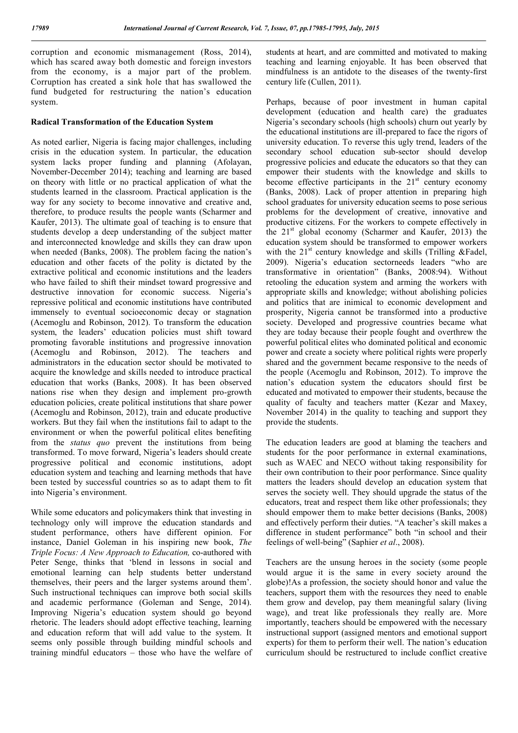corruption and economic mismanagement (Ross, 2014), which has scared away both domestic and foreign investors from the economy, is a major part of the problem. Corruption has created a sink hole that has swallowed the fund budgeted for restructuring the nation's education system.

### Radical Transformation of the Education System

As noted earlier, Nigeria is facing major challenges, including crisis in the education system. In particular, the education system lacks proper funding and planning (Afolayan, November-December 2014); teaching and learning are based on theory with little or no practical application of what the students learned in the classroom. Practical application is the way for any society to become innovative and creative and, therefore, to produce results the people wants (Scharmer and Kaufer, 2013). The ultimate goal of teaching is to ensure that students develop a deep understanding of the subject matter and interconnected knowledge and skills they can draw upon when needed (Banks, 2008). The problem facing the nation's education and other facets of the polity is dictated by the extractive political and economic institutions and the leaders who have failed to shift their mindset toward progressive and destructive innovation for economic success. Nigeria's repressive political and economic institutions have contributed immensely to eventual socioeconomic decay or stagnation (Acemoglu and Robinson, 2012). To transform the education system, the leaders' education policies must shift toward promoting favorable institutions and progressive innovation (Acemoglu and Robinson, 2012). The teachers and administrators in the education sector should be motivated to acquire the knowledge and skills needed to introduce practical education that works (Banks, 2008). It has been observed nations rise when they design and implement pro-growth education policies, create political institutions that share power (Acemoglu and Robinson, 2012), train and educate productive workers. But they fail when the institutions fail to adapt to the environment or when the powerful political elites benefiting from the *status quo* prevent the institutions from being transformed. To move forward, Nigeria's leaders should create progressive political and economic institutions, adopt education system and teaching and learning methods that have been tested by successful countries so as to adapt them to fit into Nigeria's environment.

While some educators and policymakers think that investing in technology only will improve the education standards and student performance, others have different opinion. For instance, Daniel Goleman in his inspiring new book, *The Triple Focus: A New Approach to Education,* co-authored with Peter Senge, thinks that 'blend in lessons in social and emotional learning can help students better understand themselves, their peers and the larger systems around them'. Such instructional techniques can improve both social skills and academic performance (Goleman and Senge, 2014). Improving Nigeria's education system should go beyond rhetoric. The leaders should adopt effective teaching, learning and education reform that will add value to the system. It seems only possible through building mindful schools and training mindful educators – those who have the welfare of students at heart, and are committed and motivated to making teaching and learning enjoyable. It has been observed that mindfulness is an antidote to the diseases of the twenty-first century life (Cullen, 2011).

Perhaps, because of poor investment in human capital development (education and health care) the graduates Nigeria's secondary schools (high schools) churn out yearly by the educational institutions are ill-prepared to face the rigors of university education. To reverse this ugly trend, leaders of the secondary school education sub-sector should develop progressive policies and educate the educators so that they can empower their students with the knowledge and skills to become effective participants in the 21st century economy (Banks, 2008). Lack of proper attention in preparing high school graduates for university education seems to pose serious problems for the development of creative, innovative and productive citizens. For the workers to compete effectively in the 21st global economy (Scharmer and Kaufer, 2013) the education system should be transformed to empower workers with the 21st century knowledge and skills (Trilling &Fadel, 2009). Nigeria's education sectorneeds leaders "who are transformative in orientation" (Banks, 2008:94). Without retooling the education system and arming the workers with appropriate skills and knowledge; without abolishing policies and politics that are inimical to economic development and prosperity, Nigeria cannot be transformed into a productive society. Developed and progressive countries became what they are today because their people fought and overthrew the powerful political elites who dominated political and economic power and create a society where political rights were properly shared and the government became responsive to the needs of the people (Acemoglu and Robinson, 2012). To improve the nation's education system the educators should first be educated and motivated to empower their students, because the quality of faculty and teachers matter (Kezar and Maxey, November 2014) in the quality to teaching and support they provide the students.

The education leaders are good at blaming the teachers and students for the poor performance in external examinations, such as WAEC and NECO without taking responsibility for their own contribution to their poor performance. Since quality matters the leaders should develop an education system that serves the society well. They should upgrade the status of the educators, treat and respect them like other professionals; they should empower them to make better decisions (Banks, 2008) and effectively perform their duties. "A teacher's skill makes a difference in student performance" both "in school and their feelings of well-being" (Saphier *et al*., 2008).

Teachers are the unsung heroes in the society (some people would argue it is the same in every society around the globe)!As a profession, the society should honor and value the teachers, support them with the resources they need to enable them grow and develop, pay them meaningful salary (living wage), and treat like professionals they really are. More importantly, teachers should be empowered with the necessary instructional support (assigned mentors and emotional support experts) for them to perform their well. The nation's education curriculum should be restructured to include conflict creative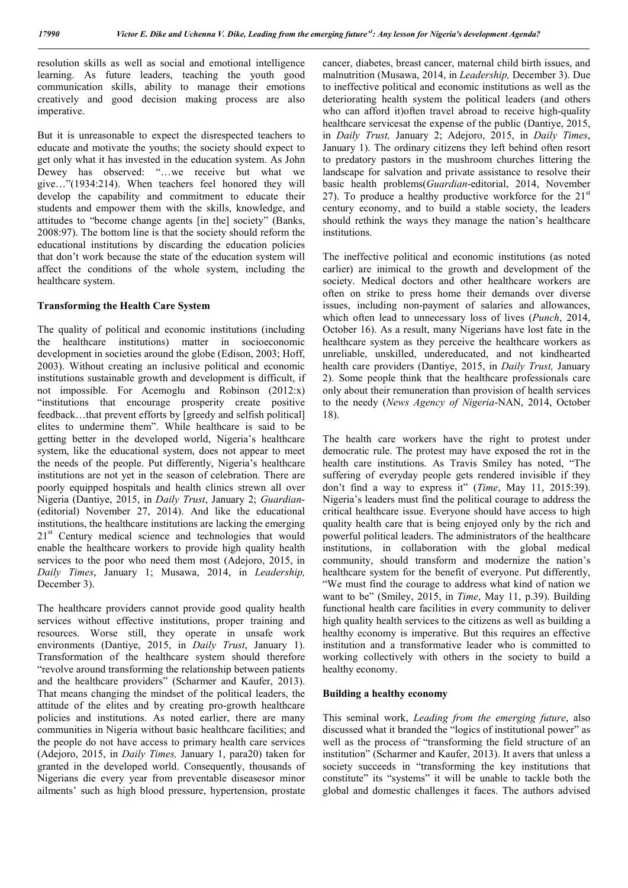resolution skills as well as social and emotional intelligence learning. As future leaders, teaching the youth good communication skills, ability to manage their emotions creatively and good decision making process are also imperative.

But it is unreasonable to expect the disrespected teachers to educate and motivate the youths; the society should expect to get only what it has invested in the education system. As John Dewey has observed: "…we receive but what we give…"(1934:214). When teachers feel honored they will develop the capability and commitment to educate their students and empower them with the skills, knowledge, and attitudes to "become change agents [in the] society" (Banks, 2008:97). The bottom line is that the society should reform the educational institutions by discarding the education policies that don't work because the state of the education system will affect the conditions of the whole system, including the healthcare system.

### Transforming the Health Care System

The quality of political and economic institutions (including the healthcare institutions) matter in socioeconomic development in societies around the globe (Edison, 2003; Hoff, 2003). Without creating an inclusive political and economic institutions sustainable growth and development is difficult, if not impossible. For Acemoglu and Robinson (2012:x) "institutions that encourage prosperity create positive feedback…that prevent efforts by [greedy and selfish political] elites to undermine them". While healthcare is said to be getting better in the developed world, Nigeria's healthcare system, like the educational system, does not appear to meet the needs of the people. Put differently, Nigeria's healthcare institutions are not yet in the season of celebration. There are poorly equipped hospitals and health clinics strewn all over Nigeria (Dantiye, 2015, in *Daily Trust*, January 2; *Guardian*-(editorial) November 27, 2014). And like the educational institutions, the healthcare institutions are lacking the emerging 21st Century medical science and technologies that would enable the healthcare workers to provide high quality health services to the poor who need them most (Adejoro, 2015, in *Daily Times*, January 1; Musawa, 2014, in *Leadership,* December 3).

The healthcare providers cannot provide good quality health services without effective institutions, proper training and resources. Worse still, they operate in unsafe work environments (Dantiye, 2015, in *Daily Trust*, January 1). Transformation of the healthcare system should therefore "revolve around transforming the relationship between patients and the healthcare providers" (Scharmer and Kaufer, 2013). That means changing the mindset of the political leaders, the attitude of the elites and by creating pro-growth healthcare policies and institutions. As noted earlier, there are many communities in Nigeria without basic healthcare facilities; and the people do not have access to primary health care services (Adejoro, 2015, in *Daily Times,* January 1, para20) taken for granted in the developed world. Consequently, thousands of Nigerians die every year from preventable diseasesor minor ailments' such as high blood pressure, hypertension, prostate cancer, diabetes, breast cancer, maternal child birth issues, and malnutrition (Musawa, 2014, in *Leadership,* December 3). Due to ineffective political and economic institutions as well as the deteriorating health system the political leaders (and others who can afford it)often travel abroad to receive high-quality healthcare servicesat the expense of the public (Dantiye, 2015, in *Daily Trust,* January 2; Adejoro, 2015, in *Daily Times*, January 1). The ordinary citizens they left behind often resort to predatory pastors in the mushroom churches littering the landscape for salvation and private assistance to resolve their basic health problems(*Guardian*-editorial, 2014, November 27). To produce a healthy productive workforce for the 21st century economy, and to build a stable society, the leaders should rethink the ways they manage the nation's healthcare institutions.

The ineffective political and economic institutions (as noted earlier) are inimical to the growth and development of the society. Medical doctors and other healthcare workers are often on strike to press home their demands over diverse issues, including non-payment of salaries and allowances, which often lead to unnecessary loss of lives (*Punch*, 2014, October 16). As a result, many Nigerians have lost fate in the healthcare system as they perceive the healthcare workers as unreliable, unskilled, undereducated, and not kindhearted health care providers (Dantiye, 2015, in *Daily Trust,* January 2). Some people think that the healthcare professionals care only about their remuneration than provision of health services to the needy (*News Agency of Nigeria*-NAN, 2014, October 18).

The health care workers have the right to protest under democratic rule. The protest may have exposed the rot in the health care institutions. As Travis Smiley has noted, "The suffering of everyday people gets rendered invisible if they don't find a way to express it" (*Time*, May 11, 2015:39). Nigeria's leaders must find the political courage to address the critical healthcare issue. Everyone should have access to high quality health care that is being enjoyed only by the rich and powerful political leaders. The administrators of the healthcare institutions, in collaboration with the global medical community, should transform and modernize the nation's healthcare system for the benefit of everyone. Put differently, "We must find the courage to address what kind of nation we want to be" (Smiley, 2015, in *Time*, May 11, p.39). Building functional health care facilities in every community to deliver high quality health services to the citizens as well as building a healthy economy is imperative. But this requires an effective institution and a transformative leader who is committed to working collectively with others in the society to build a healthy economy.

### Building a healthy economy

This seminal work, *Leading from the emerging future*, also discussed what it branded the "logics of institutional power" as well as the process of "transforming the field structure of an institution" (Scharmer and Kaufer, 2013). It avers that unless a society succeeds in "transforming the key institutions that constitute" its "systems" it will be unable to tackle both the global and domestic challenges it faces. The authors advised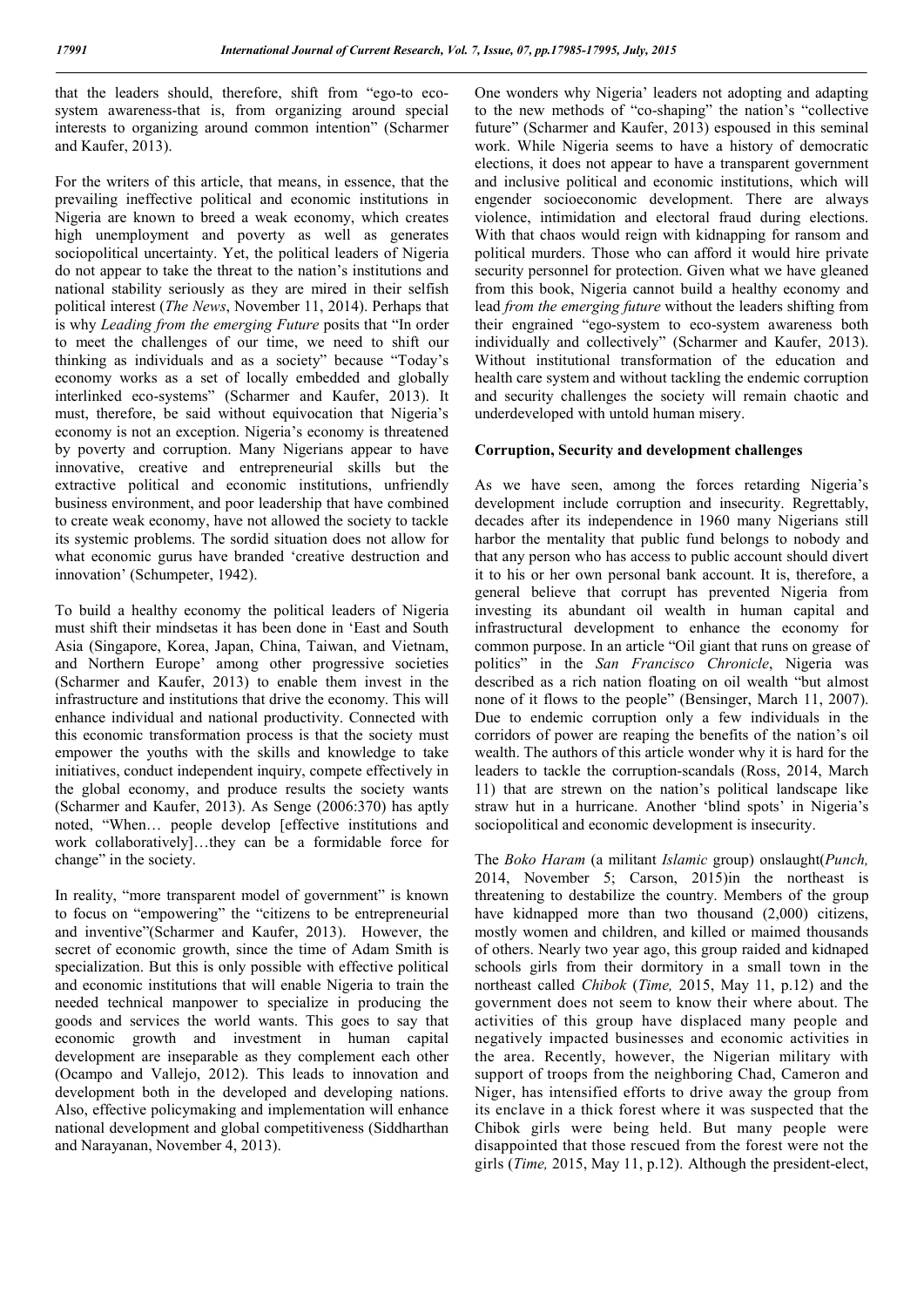that the leaders should, therefore, shift from "ego-to eco-system awareness-that is, from organizing around special interests to organizing around common intention" (Scharmer and Kaufer, 2013).

For the writers of this article, that means, in essence, that the prevailing ineffective political and economic institutions in Nigeria are known to breed a weak economy, which creates high unemployment and poverty as well as generates sociopolitical uncertainty. Yet, the political leaders of Nigeria do not appear to take the threat to the nation's institutions and national stability seriously as they are mired in their selfish political interest (*The News*, November 11, 2014). Perhaps that is why *Leading from the emerging Future* posits that "In order to meet the challenges of our time, we need to shift our thinking as individuals and as a society" because "Today's economy works as a set of locally embedded and globally interlinked eco-systems" (Scharmer and Kaufer, 2013). It must, therefore, be said without equivocation that Nigeria's economy is not an exception. Nigeria's economy is threatened by poverty and corruption. Many Nigerians appear to have innovative, creative and entrepreneurial skills but the extractive political and economic institutions, unfriendly business environment, and poor leadership that have combined to create weak economy, have not allowed the society to tackle its systemic problems. The sordid situation does not allow for what economic gurus have branded 'creative destruction and innovation' (Schumpeter, 1942).

To build a healthy economy the political leaders of Nigeria must shift their mindsetas it has been done in 'East and South Asia (Singapore, Korea, Japan, China, Taiwan, and Vietnam, and Northern Europe' among other progressive societies (Scharmer and Kaufer, 2013) to enable them invest in the infrastructure and institutions that drive the economy. This will enhance individual and national productivity. Connected with this economic transformation process is that the society must empower the youths with the skills and knowledge to take initiatives, conduct independent inquiry, compete effectively in the global economy, and produce results the society wants (Scharmer and Kaufer, 2013). As Senge (2006:370) has aptly noted, "When… people develop [effective institutions and work collaboratively]…they can be a formidable force for change" in the society.

In reality, "more transparent model of government" is known to focus on "empowering" the "citizens to be entrepreneurial and inventive"(Scharmer and Kaufer, 2013). However, the secret of economic growth, since the time of Adam Smith is specialization. But this is only possible with effective political and economic institutions that will enable Nigeria to train the needed technical manpower to specialize in producing the goods and services the world wants. This goes to say that economic growth and investment in human capital development are inseparable as they complement each other (Ocampo and Vallejo, 2012). This leads to innovation and development both in the developed and developing nations. Also, effective policymaking and implementation will enhance national development and global competitiveness (Siddharthan and Narayanan, November 4, 2013).

One wonders why Nigeria' leaders not adopting and adapting to the new methods of "co-shaping" the nation's "collective future" (Scharmer and Kaufer, 2013) espoused in this seminal work. While Nigeria seems to have a history of democratic elections, it does not appear to have a transparent government and inclusive political and economic institutions, which will engender socioeconomic development. There are always violence, intimidation and electoral fraud during elections. With that chaos would reign with kidnapping for ransom and political murders. Those who can afford it would hire private security personnel for protection. Given what we have gleaned from this book, Nigeria cannot build a healthy economy and lead *from the emerging future* without the leaders shifting from their engrained "ego-system to eco-system awareness both individually and collectively" (Scharmer and Kaufer, 2013). Without institutional transformation of the education and health care system and without tackling the endemic corruption and security challenges the society will remain chaotic and underdeveloped with untold human misery.

## Corruption, Security and development challenges

As we have seen, among the forces retarding Nigeria's development include corruption and insecurity. Regrettably, decades after its independence in 1960 many Nigerians still harbor the mentality that public fund belongs to nobody and that any person who has access to public account should divert it to his or her own personal bank account. It is, therefore, a general believe that corrupt has prevented Nigeria from investing its abundant oil wealth in human capital and infrastructural development to enhance the economy for common purpose. In an article "Oil giant that runs on grease of politics" in the *San Francisco Chronicle*, Nigeria was described as a rich nation floating on oil wealth "but almost none of it flows to the people" (Bensinger, March 11, 2007). Due to endemic corruption only a few individuals in the corridors of power are reaping the benefits of the nation's oil wealth. The authors of this article wonder why it is hard for the leaders to tackle the corruption-scandals (Ross, 2014, March 11) that are strewn on the nation's political landscape like straw hut in a hurricane. Another 'blind spots' in Nigeria's sociopolitical and economic development is insecurity.

The *Boko Haram* (a militant *Islamic* group) onslaught(*Punch,* 2014, November 5; Carson, 2015)in the northeast is threatening to destabilize the country. Members of the group have kidnapped more than two thousand (2,000) citizens, mostly women and children, and killed or maimed thousands of others. Nearly two year ago, this group raided and kidnaped schools girls from their dormitory in a small town in the northeast called *Chibok* (*Time,* 2015, May 11, p.12) and the government does not seem to know their where about. The activities of this group have displaced many people and negatively impacted businesses and economic activities in the area. Recently, however, the Nigerian military with support of troops from the neighboring Chad, Cameron and Niger, has intensified efforts to drive away the group from its enclave in a thick forest where it was suspected that the Chibok girls were being held. But many people were disappointed that those rescued from the forest were not the girls (*Time,* 2015, May 11, p.12). Although the president-elect,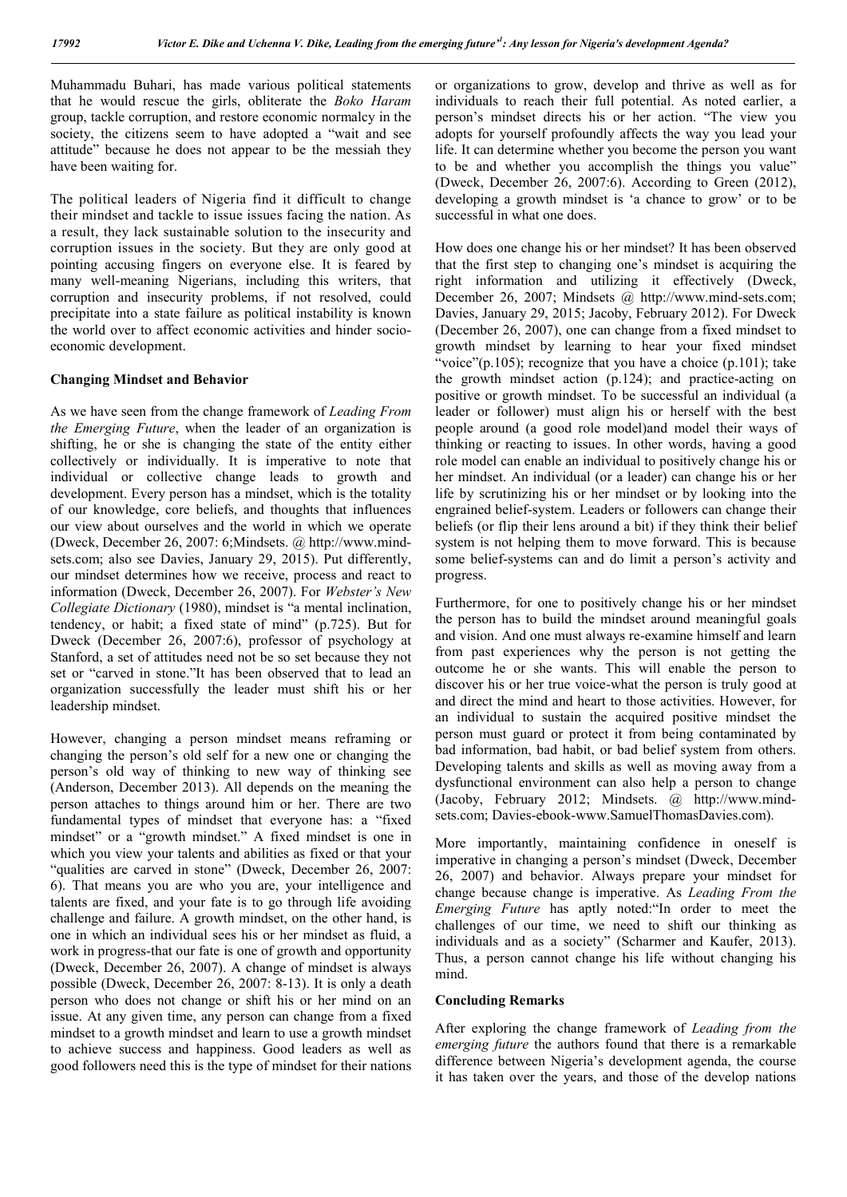Muhammadu Buhari, has made various political statements that he would rescue the girls, obliterate the *Boko Haram* group, tackle corruption, and restore economic normalcy in the society, the citizens seem to have adopted a "wait and see attitude" because he does not appear to be the messiah they have been waiting for.

The political leaders of Nigeria find it difficult to change their mindset and tackle to issue issues facing the nation. As a result, they lack sustainable solution to the insecurity and corruption issues in the society. But they are only good at pointing accusing fingers on everyone else. It is feared by many well-meaning Nigerians, including this writers, that corruption and insecurity problems, if not resolved, could precipitate into a state failure as political instability is known the world over to affect economic activities and hinder socio-economic development.

**Changing Mindset and Behavior**

As we have seen from the change framework of *Leading From the Emerging Future*, when the leader of an organization is shifting, he or she is changing the state of the entity either collectively or individually. It is imperative to note that individual or collective change leads to growth and development. Every person has a mindset, which is the totality of our knowledge, core beliefs, and thoughts that influences our view about ourselves and the world in which we operate (Dweck, December 26, 2007: 6;Mindsets. @ http://www.mind-sets.com; also see Davies, January 29, 2015). Put differently, our mindset determines how we receive, process and react to information (Dweck, December 26, 2007). For *Webster's New Collegiate Dictionary* (1980), mindset is "a mental inclination, tendency, or habit; a fixed state of mind" (p.725). But for Dweck (December 26, 2007:6), professor of psychology at Stanford, a set of attitudes need not be so set because they not set or "carved in stone."It has been observed that to lead an organization successfully the leader must shift his or her leadership mindset.

However, changing a person mindset means reframing or changing the person's old self for a new one or changing the person's old way of thinking to new way of thinking see (Anderson, December 2013). All depends on the meaning the person attaches to things around him or her. There are two fundamental types of mindset that everyone has: a "fixed mindset" or a "growth mindset." A fixed mindset is one in which you view your talents and abilities as fixed or that your "qualities are carved in stone" (Dweck, December 26, 2007: 6). That means you are who you are, your intelligence and talents are fixed, and your fate is to go through life avoiding challenge and failure. A growth mindset, on the other hand, is one in which an individual sees his or her mindset as fluid, a work in progress-that our fate is one of growth and opportunity (Dweck, December 26, 2007). A change of mindset is always possible (Dweck, December 26, 2007: 8-13). It is only a death person who does not change or shift his or her mind on an issue. At any given time, any person can change from a fixed mindset to a growth mindset and learn to use a growth mindset to achieve success and happiness. Good leaders as well as good followers need this is the type of mindset for their nations or organizations to grow, develop and thrive as well as for individuals to reach their full potential. As noted earlier, a person's mindset directs his or her action. "The view you adopts for yourself profoundly affects the way you lead your life. It can determine whether you become the person you want to be and whether you accomplish the things you value" (Dweck, December 26, 2007:6). According to Green (2012), developing a growth mindset is 'a chance to grow' or to be successful in what one does.

How does one change his or her mindset? It has been observed that the first step to changing one's mindset is acquiring the right information and utilizing it effectively (Dweck, December 26, 2007; Mindsets @ http://www.mind-sets.com; Davies, January 29, 2015; Jacoby, February 2012). For Dweck (December 26, 2007), one can change from a fixed mindset to growth mindset by learning to hear your fixed mindset "voice"(p.105); recognize that you have a choice (p.101); take the growth mindset action (p.124); and practice-acting on positive or growth mindset. To be successful an individual (a leader or follower) must align his or herself with the best people around (a good role model)and model their ways of thinking or reacting to issues. In other words, having a good role model can enable an individual to positively change his or her mindset. An individual (or a leader) can change his or her life by scrutinizing his or her mindset or by looking into the engrained belief-system. Leaders or followers can change their beliefs (or flip their lens around a bit) if they think their belief system is not helping them to move forward. This is because some belief-systems can and do limit a person's activity and progress.

Furthermore, for one to positively change his or her mindset the person has to build the mindset around meaningful goals and vision. And one must always re-examine himself and learn from past experiences why the person is not getting the outcome he or she wants. This will enable the person to discover his or her true voice-what the person is truly good at and direct the mind and heart to those activities. However, for an individual to sustain the acquired positive mindset the person must guard or protect it from being contaminated by bad information, bad habit, or bad belief system from others. Developing talents and skills as well as moving away from a dysfunctional environment can also help a person to change (Jacoby, February 2012; Mindsets. @ http://www.mind-sets.com; Davies-ebook-www.SamuelThomasDavies.com).

More importantly, maintaining confidence in oneself is imperative in changing a person's mindset (Dweck, December 26, 2007) and behavior. Always prepare your mindset for change because change is imperative. As *Leading From the Emerging Future* has aptly noted:"In order to meet the challenges of our time, we need to shift our thinking as individuals and as a society" (Scharmer and Kaufer, 2013). Thus, a person cannot change his life without changing his mind.

**Concluding Remarks**

After exploring the change framework of *Leading from the emerging future* the authors found that there is a remarkable difference between Nigeria's development agenda, the course it has taken over the years, and those of the develop nations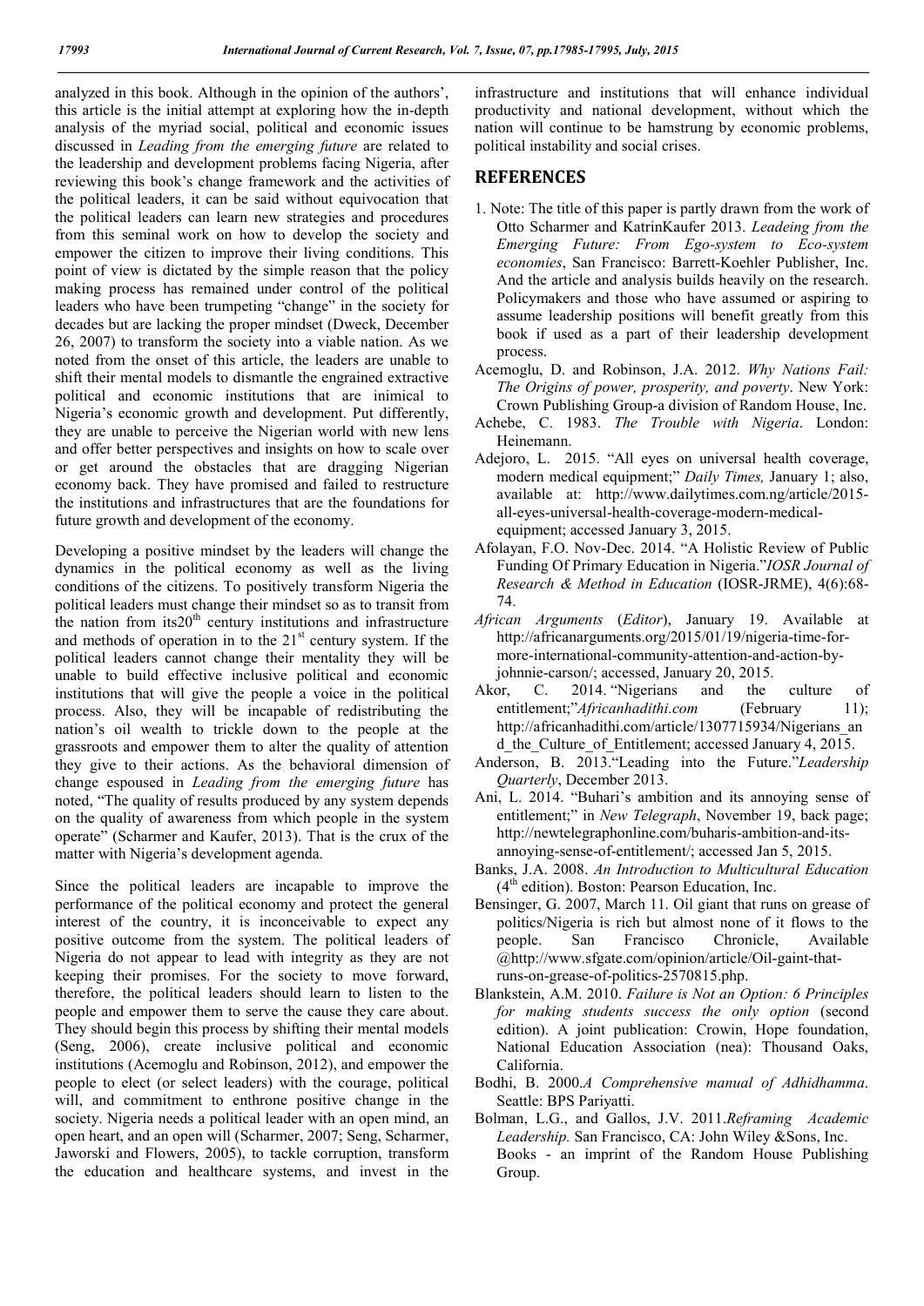analyzed in this book. Although in the opinion of the authors', this article is the initial attempt at exploring how the in-depth analysis of the myriad social, political and economic issues discussed in *Leading from the emerging future* are related to the leadership and development problems facing Nigeria, after reviewing this book's change framework and the activities of the political leaders, it can be said without equivocation that the political leaders can learn new strategies and procedures from this seminal work on how to develop the society and empower the citizen to improve their living conditions. This point of view is dictated by the simple reason that the policy making process has remained under control of the political leaders who have been trumpeting "change" in the society for decades but are lacking the proper mindset (Dweck, December 26, 2007) to transform the society into a viable nation. As we noted from the onset of this article, the leaders are unable to shift their mental models to dismantle the engrained extractive political and economic institutions that are inimical to Nigeria's economic growth and development. Put differently, they are unable to perceive the Nigerian world with new lens and offer better perspectives and insights on how to scale over or get around the obstacles that are dragging Nigerian economy back. They have promised and failed to restructure the institutions and infrastructures that are the foundations for future growth and development of the economy.

Developing a positive mindset by the leaders will change the dynamics in the political economy as well as the living conditions of the citizens. To positively transform Nigeria the political leaders must change their mindset so as to transit from the nation from its20th century institutions and infrastructure and methods of operation in to the 21st century system. If the political leaders cannot change their mentality they will be unable to build effective inclusive political and economic institutions that will give the people a voice in the political process. Also, they will be incapable of redistributing the nation's oil wealth to trickle down to the people at the grassroots and empower them to alter the quality of attention they give to their actions. As the behavioral dimension of change espoused in *Leading from the emerging future* has noted, "The quality of results produced by any system depends on the quality of awareness from which people in the system operate" (Scharmer and Kaufer, 2013). That is the crux of the matter with Nigeria's development agenda.

Since the political leaders are incapable to improve the performance of the political economy and protect the general interest of the country, it is inconceivable to expect any positive outcome from the system. The political leaders of Nigeria do not appear to lead with integrity as they are not keeping their promises. For the society to move forward, therefore, the political leaders should learn to listen to the people and empower them to serve the cause they care about. They should begin this process by shifting their mental models (Seng, 2006), create inclusive political and economic institutions (Acemoglu and Robinson, 2012), and empower the people to elect (or select leaders) with the courage, political will, and commitment to enthrone positive change in the society. Nigeria needs a political leader with an open mind, an open heart, and an open will (Scharmer, 2007; Seng, Scharmer, Jaworski and Flowers, 2005), to tackle corruption, transform the education and healthcare systems, and invest in the infrastructure and institutions that will enhance individual productivity and national development, without which the nation will continue to be hamstrung by economic problems, political instability and social crises.

## REFERENCES

1. Note: The title of this paper is partly drawn from the work of Otto Scharmer and KatrinKaufer 2013. *Leadeing from the Emerging Future: From Ego-system to Eco-system economies*, San Francisco: Barrett-Koehler Publisher, Inc. And the article and analysis builds heavily on the research. Policymakers and those who have assumed or aspiring to assume leadership positions will benefit greatly from this book if used as a part of their leadership development process.

Acemoglu, D. and Robinson, J.A. 2012. *Why Nations Fail: The Origins of power, prosperity, and poverty*. New York: Crown Publishing Group-a division of Random House, Inc.

Achebe, C. 1983. *The Trouble with Nigeria*. London: Heinemann.

Adejoro, L. 2015. "All eyes on universal health coverage, modern medical equipment;" *Daily Times,* January 1; also, available at: http://www.dailytimes.com.ng/article/2015-all-eyes-universal-health-coverage-modern-medical-equipment; accessed January 3, 2015.

Afolayan, F.O. Nov-Dec. 2014. "A Holistic Review of Public Funding Of Primary Education in Nigeria."*IOSR Journal of Research & Method in Education* (IOSR-JRME), 4(6):68-74.

*African Arguments* (*Editor*), January 19. Available at http://africanarguments.org/2015/01/19/nigeria-time-for-more-international-community-attention-and-action-by-johnnie-carson/; accessed, January 20, 2015.

Akor, C. 2014. "Nigerians and the culture of entitlement;"*Africanhadithi.com* (February 11); http://africanhadithi.com/article/1307715934/Nigerians_and_the_Culture_of_Entitlement; accessed January 4, 2015.

Anderson, B. 2013."Leading into the Future."*Leadership Quarterly*, December 2013.

Ani, L. 2014. "Buhari's ambition and its annoying sense of entitlement;" in *New Telegraph*, November 19, back page; http://newtelegraphonline.com/buharis-ambition-and-its-annoying-sense-of-entitlement/; accessed Jan 5, 2015.

Banks, J.A. 2008. *An Introduction to Multicultural Education* (4th edition). Boston: Pearson Education, Inc.

Bensinger, G. 2007, March 11. Oil giant that runs on grease of politics/Nigeria is rich but almost none of it flows to the people. San Francisco Chronicle, Available @http://www.sfgate.com/opinion/article/Oil-gaint-that-runs-on-grease-of-politics-2570815.php.

Blankstein, A.M. 2010. *Failure is Not an Option: 6 Principles for making students success the only option* (second edition). A joint publication: Crowin, Hope foundation, National Education Association (nea): Thousand Oaks, California.

Bodhi, B. 2000.*A Comprehensive manual of Adhidhamma*. Seattle: BPS Pariyatti.

Bolman, L.G., and Gallos, J.V. 2011.*Reframing Academic Leadership.* San Francisco, CA: John Wiley &Sons, Inc. Books - an imprint of the Random House Publishing Group.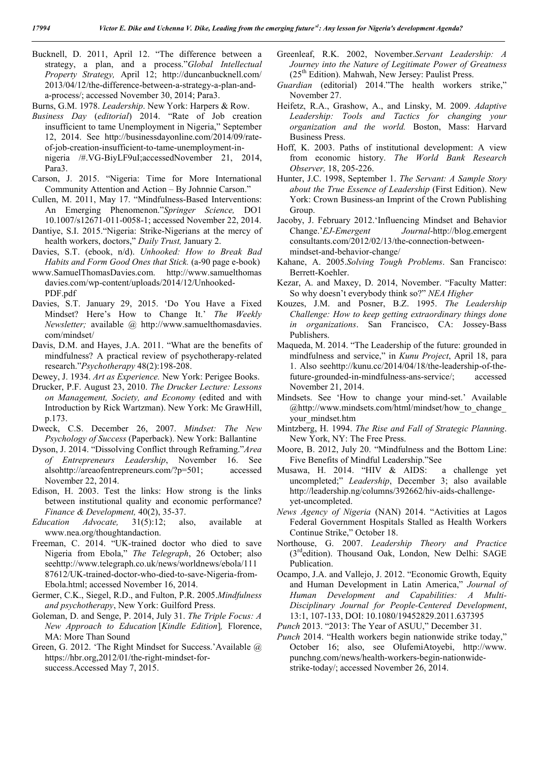Bucknell, D. 2011, April 12. "The difference between a strategy, a plan, and a process."*Global Intellectual Property Strategy,* April 12; http://duncanbucknell.com/2013/04/12/the-difference-between-a-strategy-a-plan-and-a-process/; accessed November 30, 2014; Para3.

Burns, G.M. 1978. *Leadership*. New York: Harpers & Row.

*Business Day* (*editorial*) 2014. "Rate of Job creation insufficient to tame Unemployment in Nigeria," September 12, 2014. See http://businessdayonline.com/2014/09/rate-of-job-creation-insufficient-to-tame-unemployment-in-nigeria /#.VG-BiyLF9uI;accessedNovember 21, 2014, Para3.

Carson, J. 2015. "Nigeria: Time for More International Community Attention and Action – By Johnnie Carson."

Cullen, M. 2011, May 17. "Mindfulness-Based Interventions: An Emerging Phenomenon."*Springer Science,* DO1 10.1007/s12671-011-0058-1; accessed November 22, 2014.

Dantiye, S.I. 2015."Nigeria: Strike-Nigerians at the mercy of health workers, doctors," *Daily Trust,* January 2.

Davies, S.T. (ebook, n/d). *Unhooked: How to Break Bad Habits and Form Good Ones that Stick.* (a-90 page e-book)

www.SamuelThomasDavies.com. http://www.samuelthomasdavies.com/wp-content/uploads/2014/12/Unhooked-PDF.pdf

Davies, S.T. January 29, 2015. 'Do You Have a Fixed Mindset? Here's How to Change It.' *The Weekly Newsletter;* available @ http://www.samuelthomasdavies.com/mindset/

Davis, D.M. and Hayes, J.A. 2011. "What are the benefits of mindfulness? A practical review of psychotherapy-related research."*Psychotherapy* 48(2):198-208.

Dewey, J. 1934. *Art as Experience.* New York: Perigee Books.

Drucker, P.F. August 23, 2010. *The Drucker Lecture: Lessons on Management, Society, and Economy* (edited and with Introduction by Rick Wartzman). New York: Mc GrawHill, p.173.

Dweck, C.S. December 26, 2007. *Mindset: The New Psychology of Success* (Paperback). New York: Ballantine

Dyson, J. 2014. "Dissolving Conflict through Reframing."*Area of Entrepreneurs Leadership*, November 16. See alsohttp://areaofentrepreneurs.com/?p=501; accessed November 22, 2014.

Edison, H. 2003. Test the links: How strong is the links between institutional quality and economic performance? *Finance & Development,* 40(2), 35-37.

*Education Advocate,* 31(5):12; also, available at www.nea.org/thoughtandaction.

Freeman, C. 2014. "UK-trained doctor who died to save Nigeria from Ebola," *The Telegraph*, 26 October; also seehttp://www.telegraph.co.uk/news/worldnews/ebola/11187612/UK-trained-doctor-who-died-to-save-Nigeria-from-Ebola.html; accessed November 16, 2014.

Germer, C.K., Siegel, R.D., and Fulton, P.R. 2005.*Mindfulness and psychotherapy*, New York: Guilford Press.

Goleman, D. and Senge, P. 2014, July 31. *The Triple Focus: A New Approach to Education* [*Kindle Edition*]*,* Florence, MA: More Than Sound

Green, G. 2012. 'The Right Mindset for Success.'Available @ https://hbr.org,2012/01/the-right-mindset-for-success.Accessed May 7, 2015.

Greenleaf, R.K. 2002, November.*Servant Leadership: A Journey into the Nature of Legitimate Power of Greatness* (25th Edition). Mahwah, New Jersey: Paulist Press.

*Guardian* (editorial) 2014."The health workers strike," November 27.

Heifetz, R.A., Grashow, A., and Linsky, M. 2009. *Adaptive Leadership: Tools and Tactics for changing your organization and the world.* Boston, Mass: Harvard Business Press.

Hoff, K. 2003. Paths of institutional development: A view from economic history. *The World Bank Research Observer,* 18, 205-226.

Hunter, J.C. 1998, September 1. *The Servant: A Sample Story about the True Essence of Leadership* (First Edition). New York: Crown Business-an Imprint of the Crown Publishing Group.

Jacoby, J. February 2012.'Influencing Mindset and Behavior Change.'*EJ-Emergent Journal*-http://blog.emergent consultants.com/2012/02/13/the-connection-between-mindset-and-behavior-change/

Kahane, A. 2005.*Solving Tough Problems*. San Francisco: Berrett-Koehler.

Kezar, A. and Maxey, D. 2014, November. "Faculty Matter: So why doesn't everybody think so?" *NEA Higher*

Kouzes, J.M. and Posner, B.Z. 1995. *The Leadership Challenge: How to keep getting extraordinary things done in organizations*. San Francisco, CA: Jossey-Bass Publishers.

Maqueda, M. 2014. "The Leadership of the future: grounded in mindfulness and service," in *Kunu Project*, April 18, para 1. Also seehttp://kunu.cc/2014/04/18/the-leadership-of-the-future-grounded-in-mindfulness-ans-service/; accessed November 21, 2014.

Mindsets. See 'How to change your mind-set.' Available @http://www.mindsets.com/html/mindset/how_to_change_your_mindset.htm

Mintzberg, H. 1994. *The Rise and Fall of Strategic Planning*. New York, NY: The Free Press.

Moore, B. 2012, July 20. "Mindfulness and the Bottom Line: Five Benefits of Mindful Leadership."See

Musawa, H. 2014. "HIV & AIDS: a challenge yet uncompleted;" *Leadership*, December 3; also available http://leadership.ng/columns/392662/hiv-aids-challenge-yet-uncompleted.

*News Agency of Nigeria* (NAN) 2014. "Activities at Lagos Federal Government Hospitals Stalled as Health Workers Continue Strike," October 18.

Northouse, G. 2007. *Leadership Theory and Practice* (3rdedition). Thousand Oak, London, New Delhi: SAGE Publication.

Ocampo, J.A. and Vallejo, J. 2012. "Economic Growth, Equity and Human Development in Latin America," *Journal of Human Development and Capabilities: A Multi-Disciplinary Journal for People-Centered Development*, 13:1, 107-133, DOI: 10.1080/19452829.2011.637395

*Punch* 2013. "2013: The Year of ASUU," December 31.

*Punch* 2014. "Health workers begin nationwide strike today," October 16; also, see OlufemiAtoyebi, http://www.punchng.com/news/health-workers-begin-nationwide-strike-today/; accessed November 26, 2014.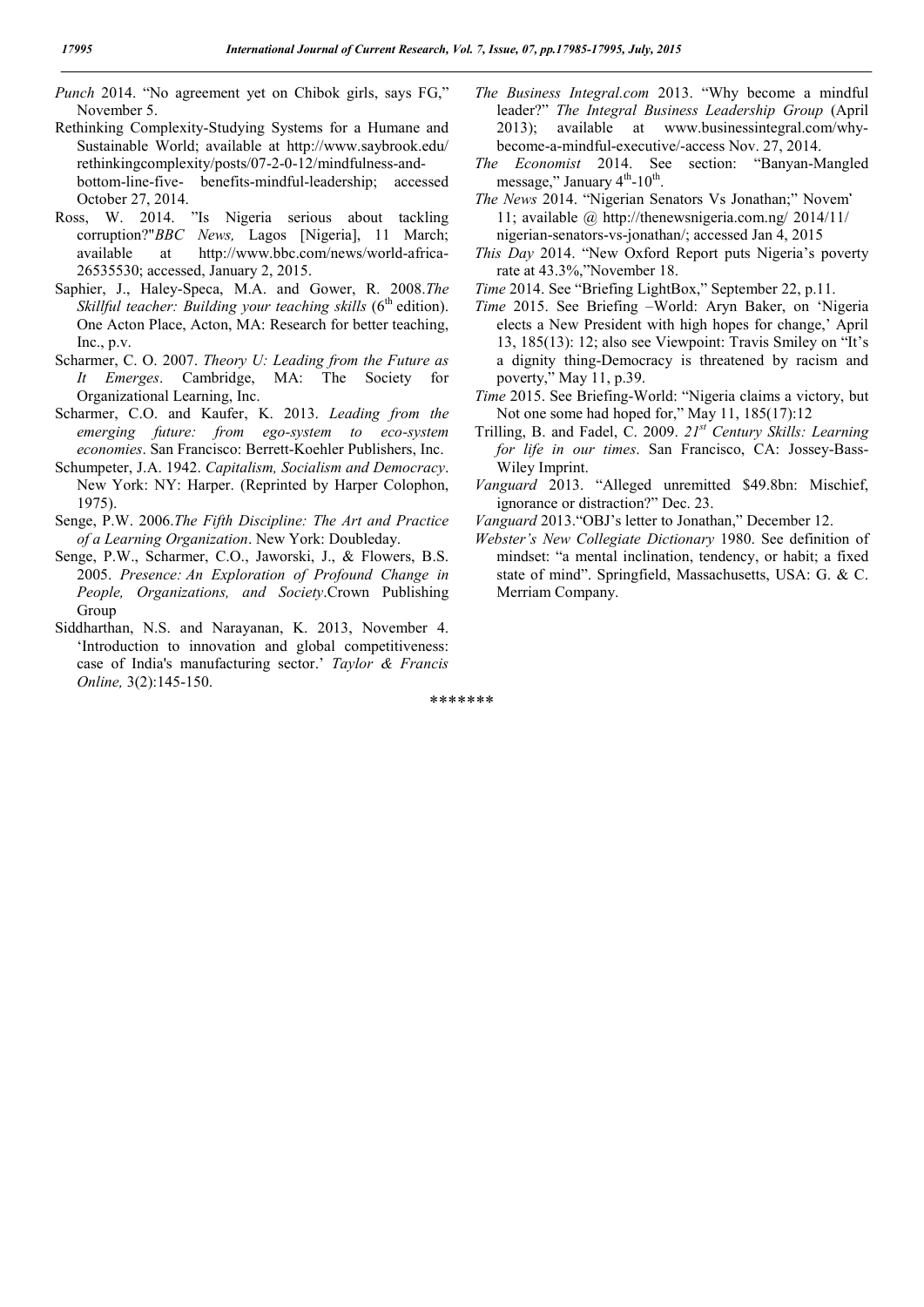*Punch* 2014. "No agreement yet on Chibok girls, says FG," November 5.

Rethinking Complexity-Studying Systems for a Humane and Sustainable World; available at http://www.saybrook.edu/ rethinkingcomplexity/posts/07-2-0-12/mindfulness-and-bottom-line-five- benefits-mindful-leadership; accessed October 27, 2014.

Ross, W. 2014. "Is Nigeria serious about tackling corruption?"*BBC News,* Lagos [Nigeria], 11 March; available at http://www.bbc.com/news/world-africa-26535530; accessed, January 2, 2015.

Saphier, J., Haley-Speca, M.A. and Gower, R. 2008.*The Skillful teacher: Building your teaching skills* (6th edition). One Acton Place, Acton, MA: Research for better teaching, Inc., p.v.

Scharmer, C. O. 2007. *Theory U: Leading from the Future as It Emerges*. Cambridge, MA: The Society for Organizational Learning, Inc.

Scharmer, C.O. and Kaufer, K. 2013. *Leading from the emerging future: from ego-system to eco-system economies*. San Francisco: Berrett-Koehler Publishers, Inc.

Schumpeter, J.A. 1942. *Capitalism, Socialism and Democracy*. New York: NY: Harper. (Reprinted by Harper Colophon, 1975).

Senge, P.W. 2006.*The Fifth Discipline: The Art and Practice of a Learning Organization*. New York: Doubleday.

Senge, P.W., Scharmer, C.O., Jaworski, J., & Flowers, B.S. 2005. *Presence: An Exploration of Profound Change in People, Organizations, and Society*.Crown Publishing Group

Siddharthan, N.S. and Narayanan, K. 2013, November 4. 'Introduction to innovation and global competitiveness: case of India's manufacturing sector.' *Taylor & Francis Online,* 3(2):145-150.

*The Business Integral.com* 2013. "Why become a mindful leader?" *The Integral Business Leadership Group* (April 2013); available at www.businessintegral.com/why-become-a-mindful-executive/-access Nov. 27, 2014.

*The Economist* 2014. See section: "Banyan-Mangled message," January 4th-10th.

*The News* 2014. "Nigerian Senators Vs Jonathan;" Novem' 11; available @ http://thenewsnigeria.com.ng/ 2014/11/ nigerian-senators-vs-jonathan/; accessed Jan 4, 2015

*This Day* 2014. "New Oxford Report puts Nigeria's poverty rate at 43.3%,"November 18.

*Time* 2014. See "Briefing LightBox," September 22, p.11.

*Time* 2015. See Briefing –World: Aryn Baker, on 'Nigeria elects a New President with high hopes for change,' April 13, 185(13): 12; also see Viewpoint: Travis Smiley on "It's a dignity thing-Democracy is threatened by racism and poverty," May 11, p.39.

*Time* 2015. See Briefing-World: "Nigeria claims a victory, but Not one some had hoped for," May 11, 185(17):12

Trilling, B. and Fadel, C. 2009. *21st Century Skills: Learning for life in our times*. San Francisco, CA: Jossey-Bass-Wiley Imprint.

*Vanguard* 2013. "Alleged unremitted $49.8bn: Mischief, ignorance or distraction?" Dec. 23.

*Vanguard* 2013."OBJ's letter to Jonathan," December 12.

*Webster's New Collegiate Dictionary* 1980. See definition of mindset: "a mental inclination, tendency, or habit; a fixed state of mind". Springfield, Massachusetts, USA: G. & C. Merriam Company.

\*\*\*\*\*\*\*